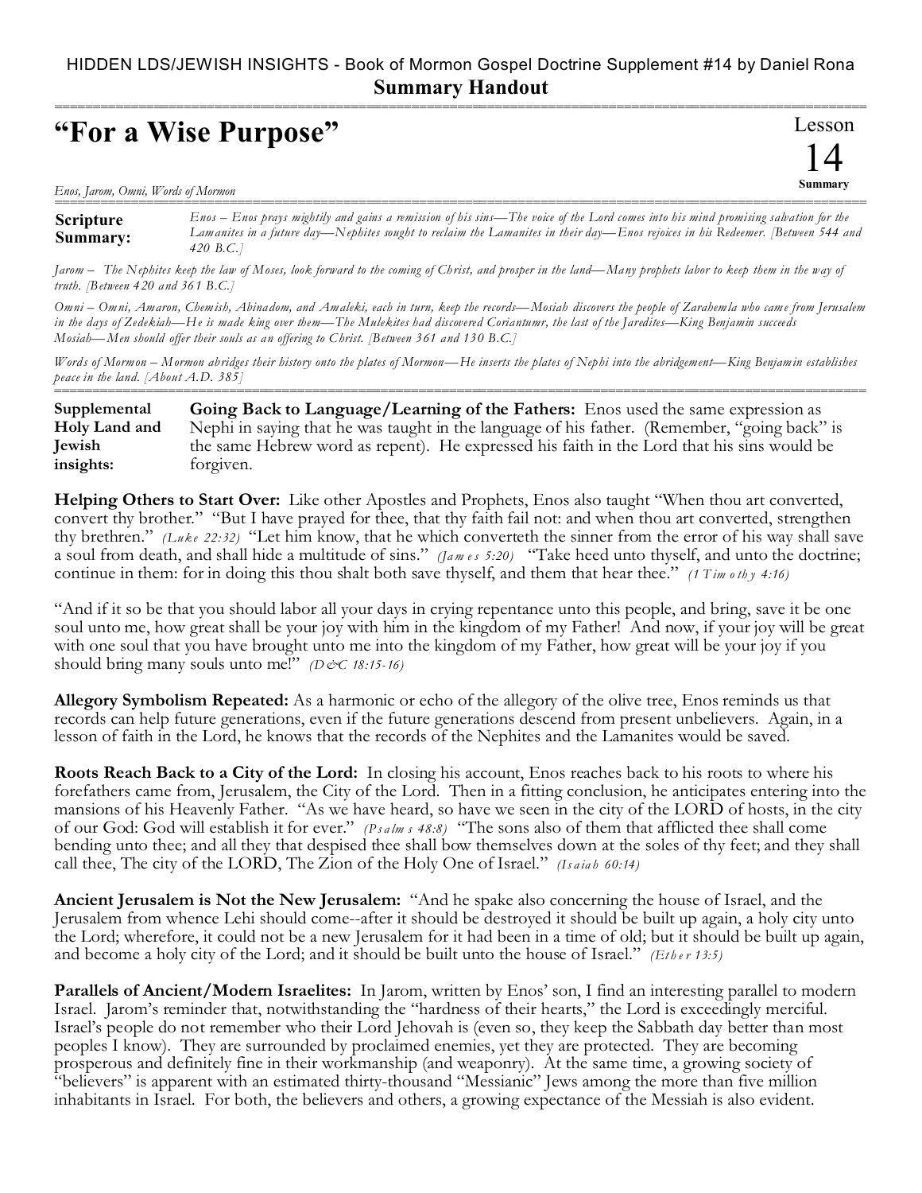HIDDEN LDS/JEWISH INSIGHTS - Book of Mormon Gospel Doctrine Supplement #14 by Daniel Rona

**Summary Handout**

# "For a Wise Purpose"

Lesson 14 Summary

*Enos, Jarom, Omni, Words of Mormon*

**Scripture Summary:** *Enos – Enos prays mightily and gains a remission of his sins—The voice of the Lord comes into his mind promising salvation for the Lamanites in a future day—Nephites sought to reclaim the Lamanites in their day—Enos rejoices in his Redeemer. [Between 544 and 420 B.C.]*

*Jarom – The Nephites keep the law of Moses, look forward to the coming of Christ, and prosper in the land—Many prophets labor to keep them in the way of truth. [Between 420 and 361 B.C.]*

*Omni – Omni, Amaron, Chemish, Abinadom, and Amaleki, each in turn, keep the records—Mosiah discovers the people of Zarahemla who came from Jerusalem in the days of Zedekiah—He is made king over them—The Mulekites had discovered Coriantumr, the last of the Jaredites—King Benjamin succeeds Mosiah—Men should offer their souls as an offering to Christ. [Between 361 and 130 B.C.]*

*Words of Mormon – Mormon abridges their history onto the plates of Mormon—He inserts the plates of Nephi into the abridgement—King Benjamin establishes peace in the land. [About A.D. 385]*

**Supplemental Holy Land and Jewish insights:**

**Going Back to Language/Learning of the Fathers:** Enos used the same expression as Nephi in saying that he was taught in the language of his father. (Remember, "going back" is the same Hebrew word as repent). He expressed his faith in the Lord that his sins would be forgiven.

**Helping Others to Start Over:** Like other Apostles and Prophets, Enos also taught "When thou art converted, convert thy brother." "But I have prayed for thee, that thy faith fail not: and when thou art converted, strengthen thy brethren." *(Luke 22:32)* "Let him know, that he which converteth the sinner from the error of his way shall save a soul from death, and shall hide a multitude of sins." *(James 5:20)* "Take heed unto thyself, and unto the doctrine; continue in them: for in doing this thou shalt both save thyself, and them that hear thee." *(1 Timothy 4:16)*

"And if it so be that you should labor all your days in crying repentance unto this people, and bring, save it be one soul unto me, how great shall be your joy with him in the kingdom of my Father! And now, if your joy will be great with one soul that you have brought unto me into the kingdom of my Father, how great will be your joy if you should bring many souls unto me!" *(D&C 18:15-16)*

**Allegory Symbolism Repeated:** As a harmonic or echo of the allegory of the olive tree, Enos reminds us that records can help future generations, even if the future generations descend from present unbelievers. Again, in a lesson of faith in the Lord, he knows that the records of the Nephites and the Lamanites would be saved.

**Roots Reach Back to a City of the Lord:** In closing his account, Enos reaches back to his roots to where his forefathers came from, Jerusalem, the City of the Lord. Then in a fitting conclusion, he anticipates entering into the mansions of his Heavenly Father. "As we have heard, so have we seen in the city of the LORD of hosts, in the city of our God: God will establish it for ever." *(Psalms 48:8)* "The sons also of them that afflicted thee shall come bending unto thee; and all they that despised thee shall bow themselves down at the soles of thy feet; and they shall call thee, The city of the LORD, The Zion of the Holy One of Israel." *(Isaiah 60:14)*

**Ancient Jerusalem is Not the New Jerusalem:** "And he spake also concerning the house of Israel, and the Jerusalem from whence Lehi should come--after it should be destroyed it should be built up again, a holy city unto the Lord; wherefore, it could not be a new Jerusalem for it had been in a time of old; but it should be built up again, and become a holy city of the Lord; and it should be built unto the house of Israel." *(Ether 13:5)*

**Parallels of Ancient/Modern Israelites:** In Jarom, written by Enos' son, I find an interesting parallel to modern Israel. Jarom's reminder that, notwithstanding the "hardness of their hearts," the Lord is exceedingly merciful. Israel's people do not remember who their Lord Jehovah is (even so, they keep the Sabbath day better than most peoples I know). They are surrounded by proclaimed enemies, yet they are protected. They are becoming prosperous and definitely fine in their workmanship (and weaponry). At the same time, a growing society of "believers" is apparent with an estimated thirty-thousand "Messianic" Jews among the more than five million inhabitants in Israel. For both, the believers and others, a growing expectance of the Messiah is also evident.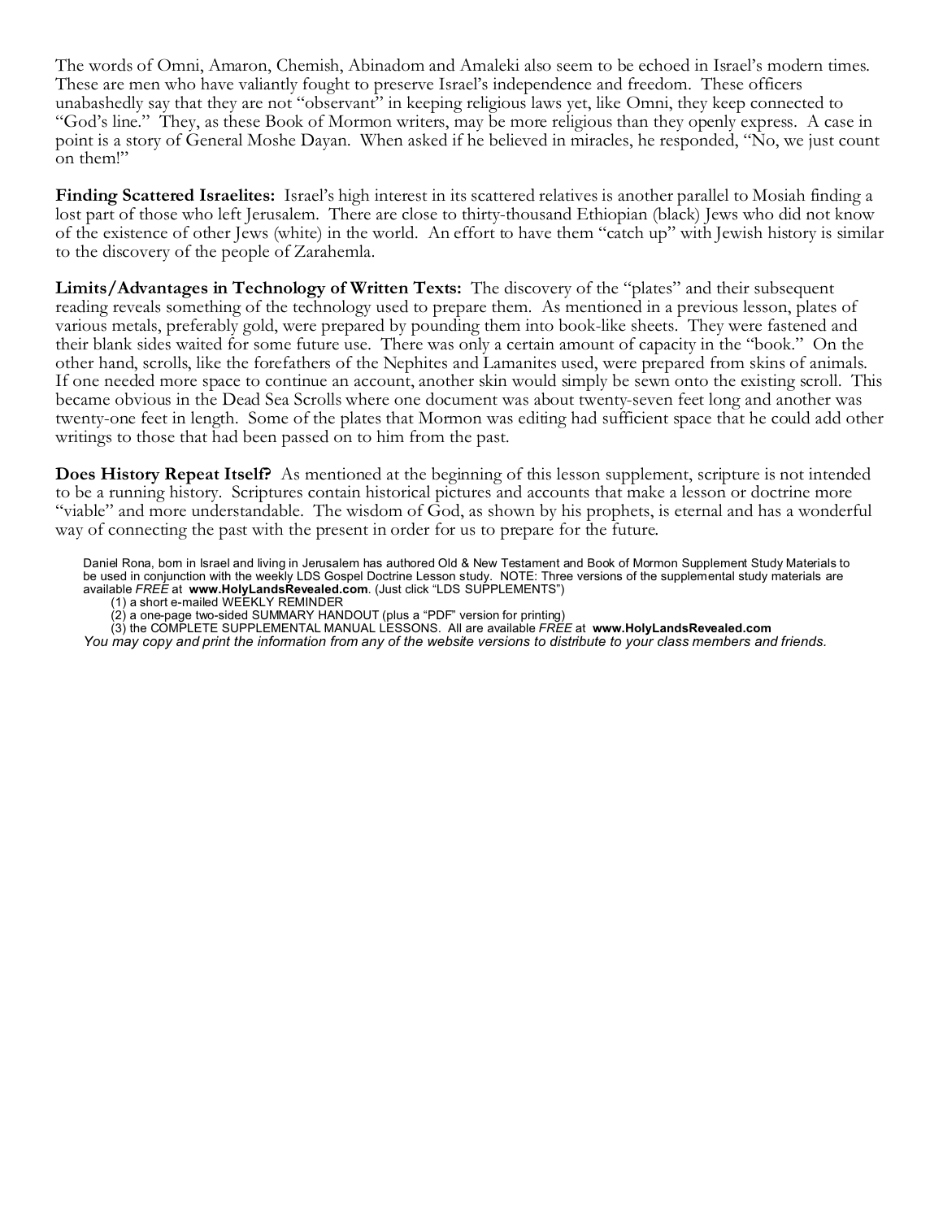The words of Omni, Amaron, Chemish, Abinadom and Amaleki also seem to be echoed in Israel's modern times. These are men who have valiantly fought to preserve Israel's independence and freedom. These officers unabashedly say that they are not "observant" in keeping religious laws yet, like Omni, they keep connected to "God's line." They, as these Book of Mormon writers, may be more religious than they openly express. A case in point is a story of General Moshe Dayan. When asked if he believed in miracles, he responded, "No, we just count on them!"

**Finding Scattered Israelites:** Israel's high interest in its scattered relatives is another parallel to Mosiah finding a lost part of those who left Jerusalem. There are close to thirty-thousand Ethiopian (black) Jews who did not know of the existence of other Jews (white) in the world. An effort to have them "catch up" with Jewish history is similar to the discovery of the people of Zarahemla.

**Limits/Advantages in Technology of Written Texts:** The discovery of the "plates" and their subsequent reading reveals something of the technology used to prepare them. As mentioned in a previous lesson, plates of various metals, preferably gold, were prepared by pounding them into book-like sheets. They were fastened and their blank sides waited for some future use. There was only a certain amount of capacity in the "book." On the other hand, scrolls, like the forefathers of the Nephites and Lamanites used, were prepared from skins of animals. If one needed more space to continue an account, another skin would simply be sewn onto the existing scroll. This became obvious in the Dead Sea Scrolls where one document was about twenty-seven feet long and another was twenty-one feet in length. Some of the plates that Mormon was editing had sufficient space that he could add other writings to those that had been passed on to him from the past.

**Does History Repeat Itself?** As mentioned at the beginning of this lesson supplement, scripture is not intended to be a running history. Scriptures contain historical pictures and accounts that make a lesson or doctrine more "viable" and more understandable. The wisdom of God, as shown by his prophets, is eternal and has a wonderful way of connecting the past with the present in order for us to prepare for the future.

Daniel Rona, born in Israel and living in Jerusalem has authored Old & New Testament and Book of Mormon Supplement Study Materials to be used in conjunction with the weekly LDS Gospel Doctrine Lesson study. NOTE: Three versions of the supplemental study materials are available *FREE* at **www.HolyLandsRevealed.com**. (Just click "LDS SUPPLEMENTS")

(1) a short e-mailed WEEKLY REMINDER
(2) a one-page two-sided SUMMARY HANDOUT (plus a "PDF" version for printing)
(3) the COMPLETE SUPPLEMENTAL MANUAL LESSONS. All are available *FREE* at **www.HolyLandsRevealed.com**

*You may copy and print the information from any of the website versions to distribute to your class members and friends.*